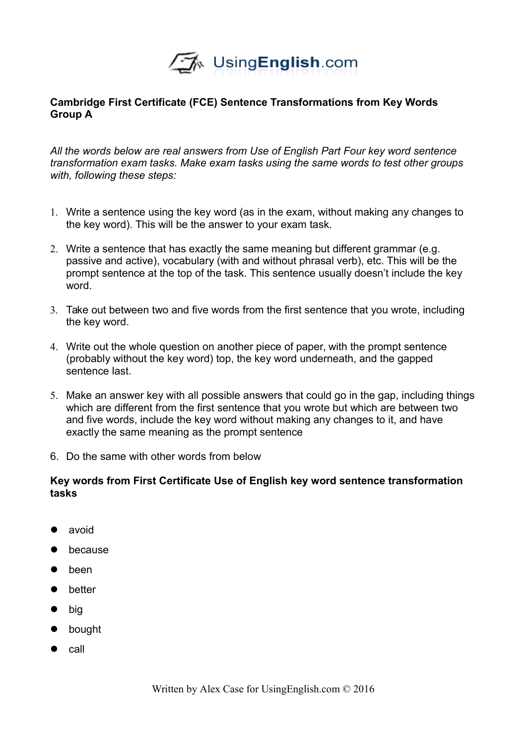UsingEnglish.com

**Cambridge First Certificate (FCE) Sentence Transformations from Key Words Group A**

*All the words below are real answers from Use of English Part Four key word sentence transformation exam tasks. Make exam tasks using the same words to test other groups with, following these steps:*

1. Write a sentence using the key word (as in the exam, without making any changes to the key word). This will be the answer to your exam task.
2. Write a sentence that has exactly the same meaning but different grammar (e.g. passive and active), vocabulary (with and without phrasal verb), etc. This will be the prompt sentence at the top of the task. This sentence usually doesn't include the key word.
3. Take out between two and five words from the first sentence that you wrote, including the key word.
4. Write out the whole question on another piece of paper, with the prompt sentence (probably without the key word) top, the key word underneath, and the gapped sentence last.
5. Make an answer key with all possible answers that could go in the gap, including things which are different from the first sentence that you wrote but which are between two and five words, include the key word without making any changes to it, and have exactly the same meaning as the prompt sentence
6. Do the same with other words from below

**Key words from First Certificate Use of English key word sentence transformation tasks**

- avoid
- because
- been
- better
- big
- bought
- call

Written by Alex Case for UsingEnglish.com © 2016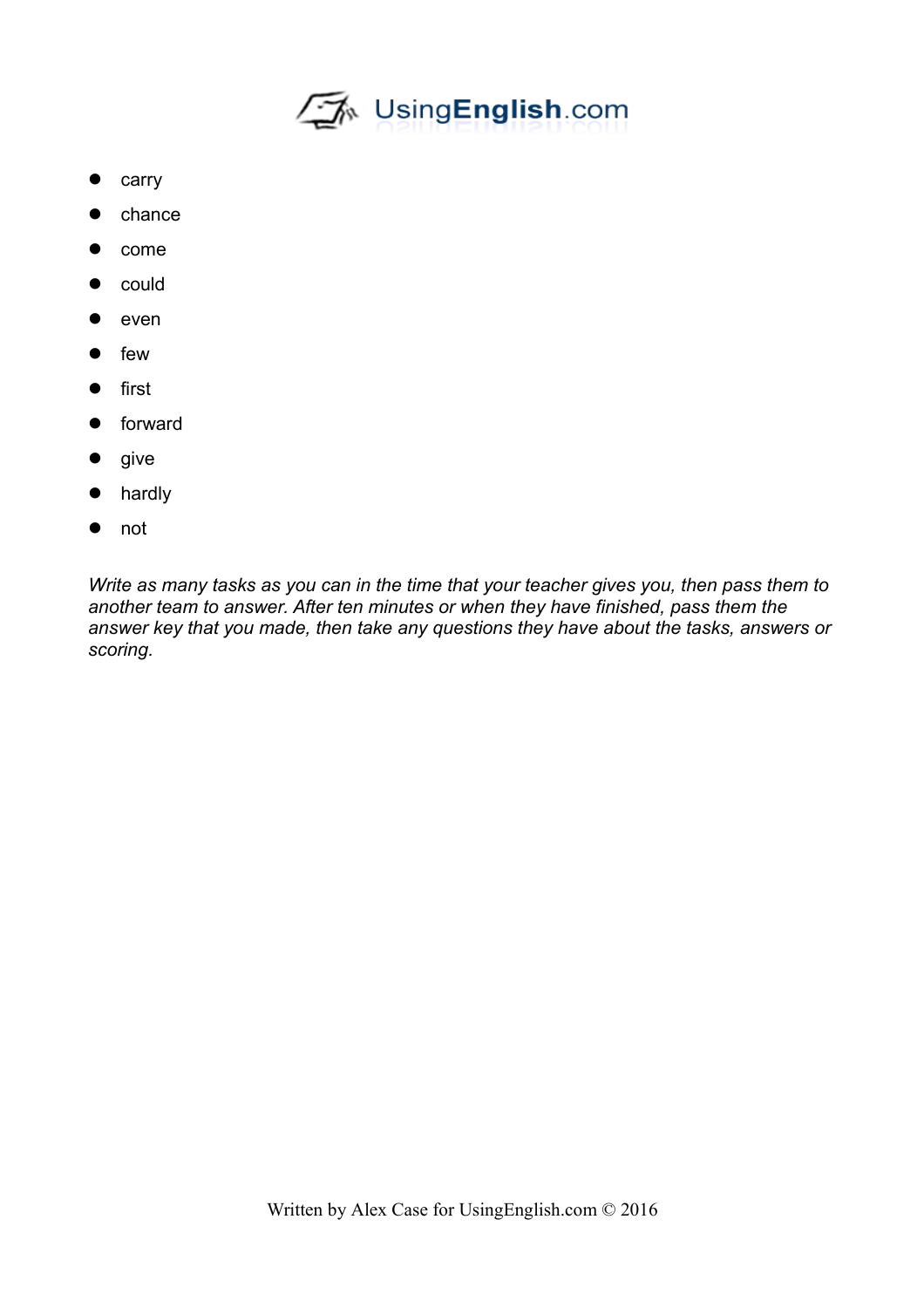- carry
- chance
- come
- could
- even
- few
- first
- forward
- give
- hardly
- not

*Write as many tasks as you can in the time that your teacher gives you, then pass them to another team to answer. After ten minutes or when they have finished, pass them the answer key that you made, then take any questions they have about the tasks, answers or scoring.*

Written by Alex Case for UsingEnglish.com © 2016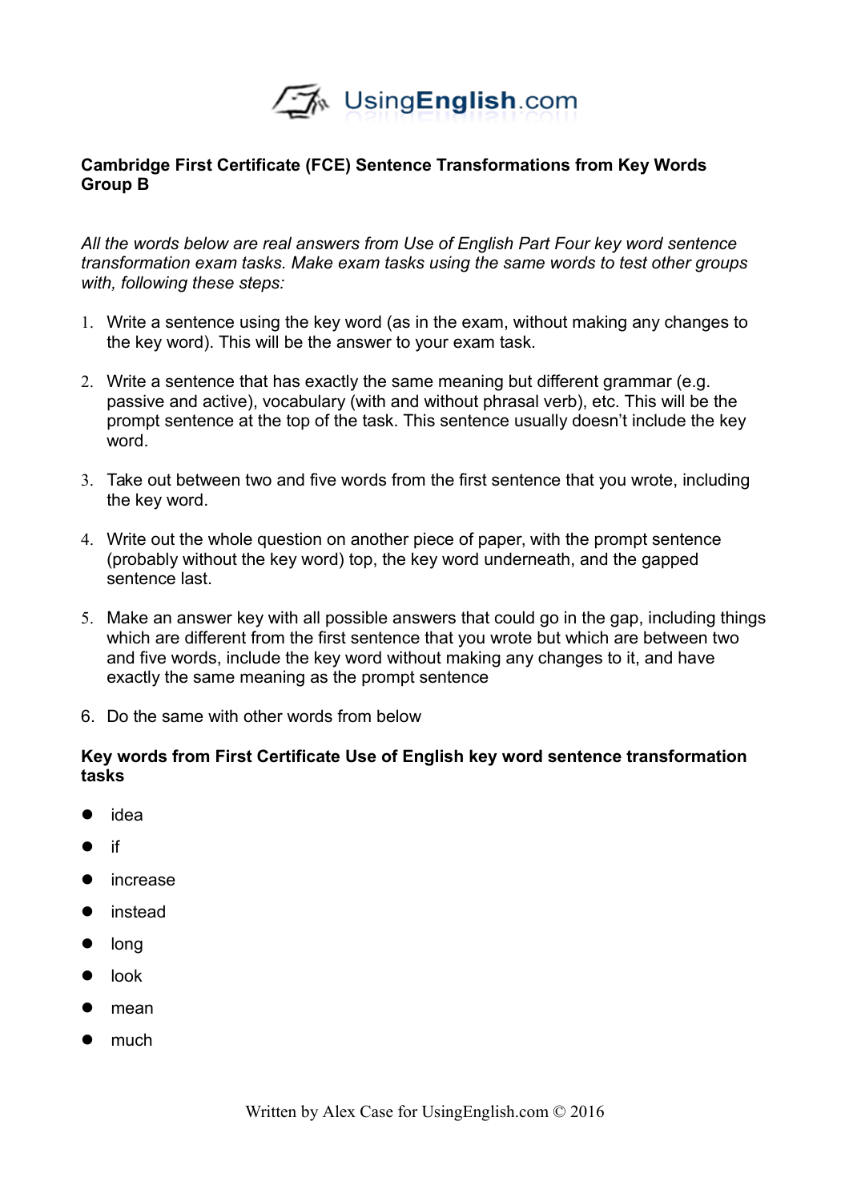UsingEnglish.com

**Cambridge First Certificate (FCE) Sentence Transformations from Key Words Group B**

*All the words below are real answers from Use of English Part Four key word sentence transformation exam tasks. Make exam tasks using the same words to test other groups with, following these steps:*

1. Write a sentence using the key word (as in the exam, without making any changes to the key word). This will be the answer to your exam task.
2. Write a sentence that has exactly the same meaning but different grammar (e.g. passive and active), vocabulary (with and without phrasal verb), etc. This will be the prompt sentence at the top of the task. This sentence usually doesn't include the key word.
3. Take out between two and five words from the first sentence that you wrote, including the key word.
4. Write out the whole question on another piece of paper, with the prompt sentence (probably without the key word) top, the key word underneath, and the gapped sentence last.
5. Make an answer key with all possible answers that could go in the gap, including things which are different from the first sentence that you wrote but which are between two and five words, include the key word without making any changes to it, and have exactly the same meaning as the prompt sentence
6. Do the same with other words from below

**Key words from First Certificate Use of English key word sentence transformation tasks**

- idea
- if
- increase
- instead
- long
- look
- mean
- much

Written by Alex Case for UsingEnglish.com © 2016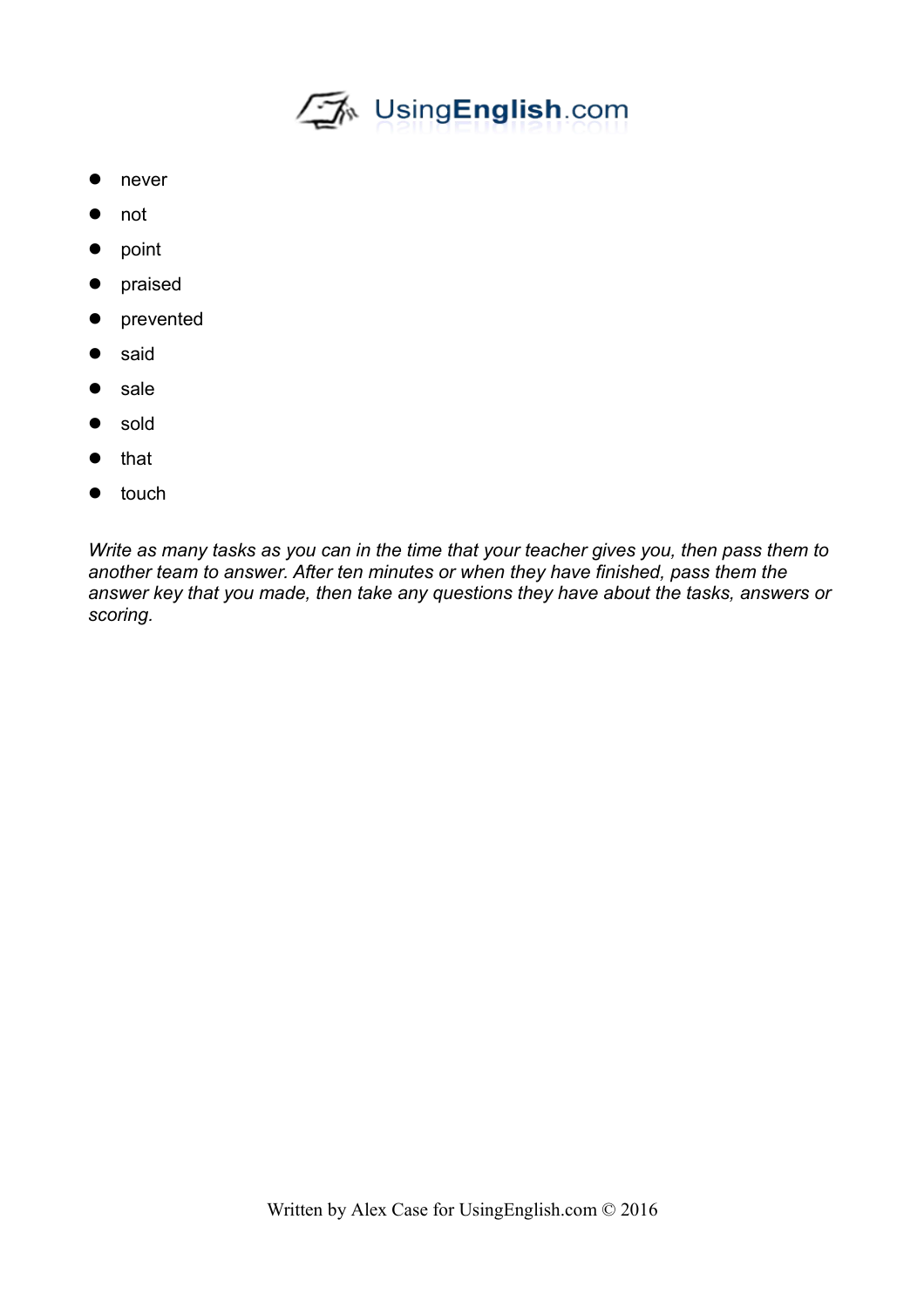- never
- not
- point
- praised
- prevented
- said
- sale
- sold
- that
- touch

*Write as many tasks as you can in the time that your teacher gives you, then pass them to another team to answer. After ten minutes or when they have finished, pass them the answer key that you made, then take any questions they have about the tasks, answers or scoring.*